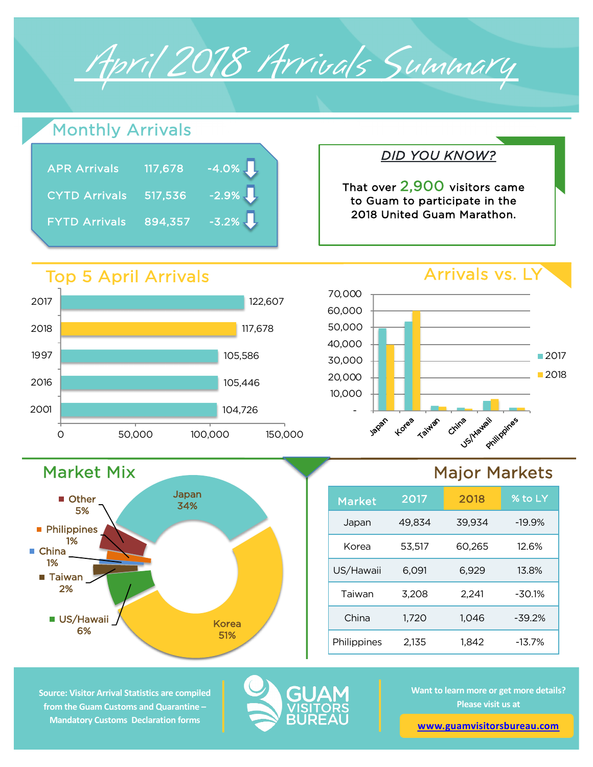# April 2018 Arrivals Summary

## Monthly Arrivals

| | | |
|---|---|---|
| APR Arrivals | 117,678 | -4.0% |
| CYTD Arrivals | 517,536 | -2.9% |
| FYTD Arrivals | 894,357 | -3.2% |

### DID YOU KNOW?

That over 2,900 visitors came to Guam to participate in the 2018 United Guam Marathon.

## Top 5 April Arrivals

| Year | Arrivals |
|---|---|
| 2017 | 122,607 |
| 2018 | 117,678 |
| 1997 | 105,586 |
| 2016 | 105,446 |
| 2001 | 104,726 |

## Arrivals vs. LY

(Chart comparing 2017 and 2018 arrivals for Japan, Korea, Taiwan, China, US/Hawaii, Philippines)

## Market Mix

- Japan 34%
- Korea 51%
- US/Hawaii 6%
- Taiwan 2%
- China 1%
- Philippines 1%
- Other 5%

## Major Markets

| Market | 2017 | 2018 | % to LY |
|---|---|---|---|
| Japan | 49,834 | 39,934 | -19.9% |
| Korea | 53,517 | 60,265 | 12.6% |
| US/Hawaii | 6,091 | 6,929 | 13.8% |
| Taiwan | 3,208 | 2,241 | -30.1% |
| China | 1,720 | 1,046 | -39.2% |
| Philippines | 2,135 | 1,842 | -13.7% |

Source: Visitor Arrival Statistics are compiled from the Guam Customs and Quarantine – Mandatory Customs Declaration forms

GUAM VISITORS BUREAU

Want to learn more or get more details? Please visit us at

www.guamvisitorsbureau.com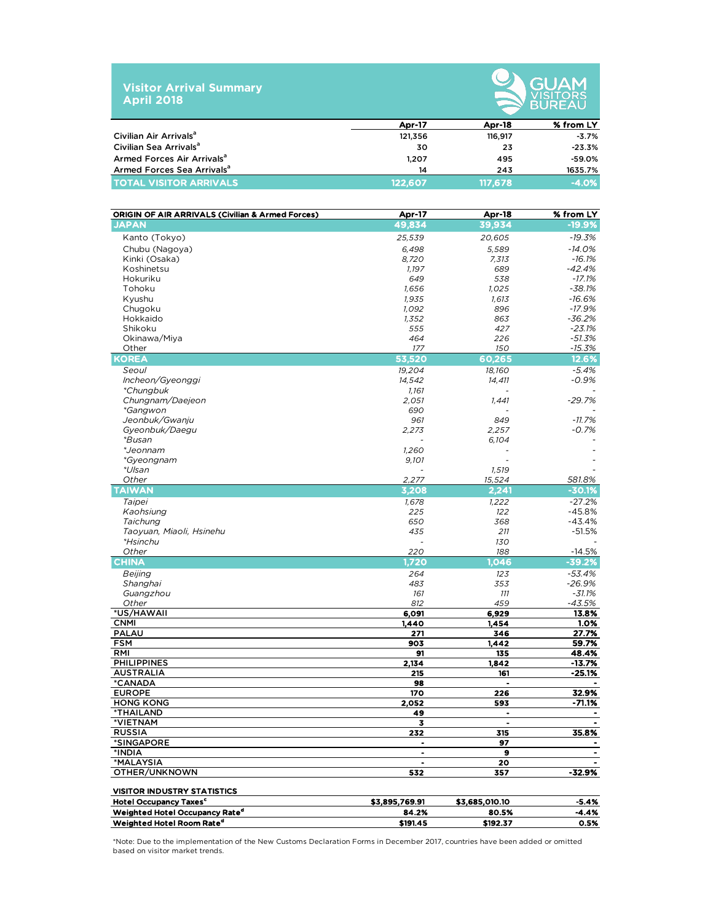# Visitor Arrival Summary
## April 2018

GUAM VISITORS BUREAU

| | Apr-17 | Apr-18 | % from LY |
|---|---|---|---|
| Civilian Air Arrivals[a] | 121,356 | 116,917 | -3.7% |
| Civilian Sea Arrivals[a] | 30 | 23 | -23.3% |
| Armed Forces Air Arrivals[a] | 1,207 | 495 | -59.0% |
| Armed Forces Sea Arrivals[a] | 14 | 243 | 1635.7% |
| **TOTAL VISITOR ARRIVALS** | **122,607** | **117,678** | **-4.0%** |

| ORIGIN OF AIR ARRIVALS (Civilian & Armed Forces) | Apr-17 | Apr-18 | % from LY |
|---|---|---|---|
| **JAPAN** | **49,834** | **39,934** | **-19.9%** |
| Kanto (Tokyo) | 25,539 | 20,605 | -19.3% |
| Chubu (Nagoya) | 6,498 | 5,589 | -14.0% |
| Kinki (Osaka) | 8,720 | 7,313 | -16.1% |
| Koshinetsu | 1,197 | 689 | -42.4% |
| Hokuriku | 649 | 538 | -17.1% |
| Tohoku | 1,656 | 1,025 | -38.1% |
| Kyushu | 1,935 | 1,613 | -16.6% |
| Chugoku | 1,092 | 896 | -17.9% |
| Hokkaido | 1,352 | 863 | -36.2% |
| Shikoku | 555 | 427 | -23.1% |
| Okinawa/Miya | 464 | 226 | -51.3% |
| Other | 177 | 150 | -15.3% |
| **KOREA** | **53,520** | **60,265** | **12.6%** |
| *Seoul* | 19,204 | 18,160 | -5.4% |
| *Incheon/Gyeonggi* | 14,542 | 14,411 | -0.9% |
| *\*Chungbuk* | 1,161 | - | - |
| *Chungnam/Daejeon* | 2,051 | 1,441 | -29.7% |
| *\*Gangwon* | 690 | - | - |
| *Jeonbuk/Gwanju* | 961 | 849 | -11.7% |
| *Gyeonbuk/Daegu* | 2,273 | 2,257 | -0.7% |
| *\*Busan* | - | 6,104 | - |
| *\*Jeonnam* | 1,260 | - | - |
| *\*Gyeongnam* | 9,101 | - | - |
| *\*Ulsan* | - | 1,519 | - |
| *Other* | 2,277 | 15,524 | 581.8% |
| **TAIWAN** | **3,208** | **2,241** | **-30.1%** |
| *Taipei* | 1,678 | 1,222 | -27.2% |
| *Kaohsiung* | 225 | 122 | -45.8% |
| *Taichung* | 650 | 368 | -43.4% |
| *Taoyuan, Miaoli, Hsinehu* | 435 | 211 | -51.5% |
| *\*Hsinchu* | - | 130 | - |
| *Other* | 220 | 188 | -14.5% |
| **CHINA** | **1,720** | **1,046** | **-39.2%** |
| *Beijing* | 264 | 123 | -53.4% |
| *Shanghai* | 483 | 353 | -26.9% |
| *Guangzhou* | 161 | 111 | -31.1% |
| *Other* | 812 | 459 | -43.5% |
| **\*US/HAWAII** | **6,091** | **6,929** | **13.8%** |
| **CNMI** | **1,440** | **1,454** | **1.0%** |
| **PALAU** | **271** | **346** | **27.7%** |
| **FSM** | **903** | **1,442** | **59.7%** |
| **RMI** | **91** | **135** | **48.4%** |
| **PHILIPPINES** | **2,134** | **1,842** | **-13.7%** |
| **AUSTRALIA** | **215** | **161** | **-25.1%** |
| **\*CANADA** | **98** | **-** | **-** |
| **EUROPE** | **170** | **226** | **32.9%** |
| **HONG KONG** | **2,052** | **593** | **-71.1%** |
| **\*THAILAND** | **49** | **-** | **-** |
| **\*VIETNAM** | **3** | **-** | **-** |
| **RUSSIA** | **232** | **315** | **35.8%** |
| **\*SINGAPORE** | **-** | **97** | **-** |
| **\*INDIA** | **-** | **9** | **-** |
| **\*MALAYSIA** | **-** | **20** | **-** |
| **OTHER/UNKNOWN** | **532** | **357** | **-32.9%** |

| VISITOR INDUSTRY STATISTICS | | | |
|---|---|---|---|
| Hotel Occupancy Taxes[c] | $3,895,769.91 | $3,685,010.10 | -5.4% |
| Weighted Hotel Occupancy Rate[d] | 84.2% | 80.5% | -4.4% |
| Weighted Hotel Room Rate[d] | $191.45 | $192.37 | 0.5% |

*Note: Due to the implementation of the New Customs Declaration Forms in December 2017, countries have been added or omitted based on visitor market trends.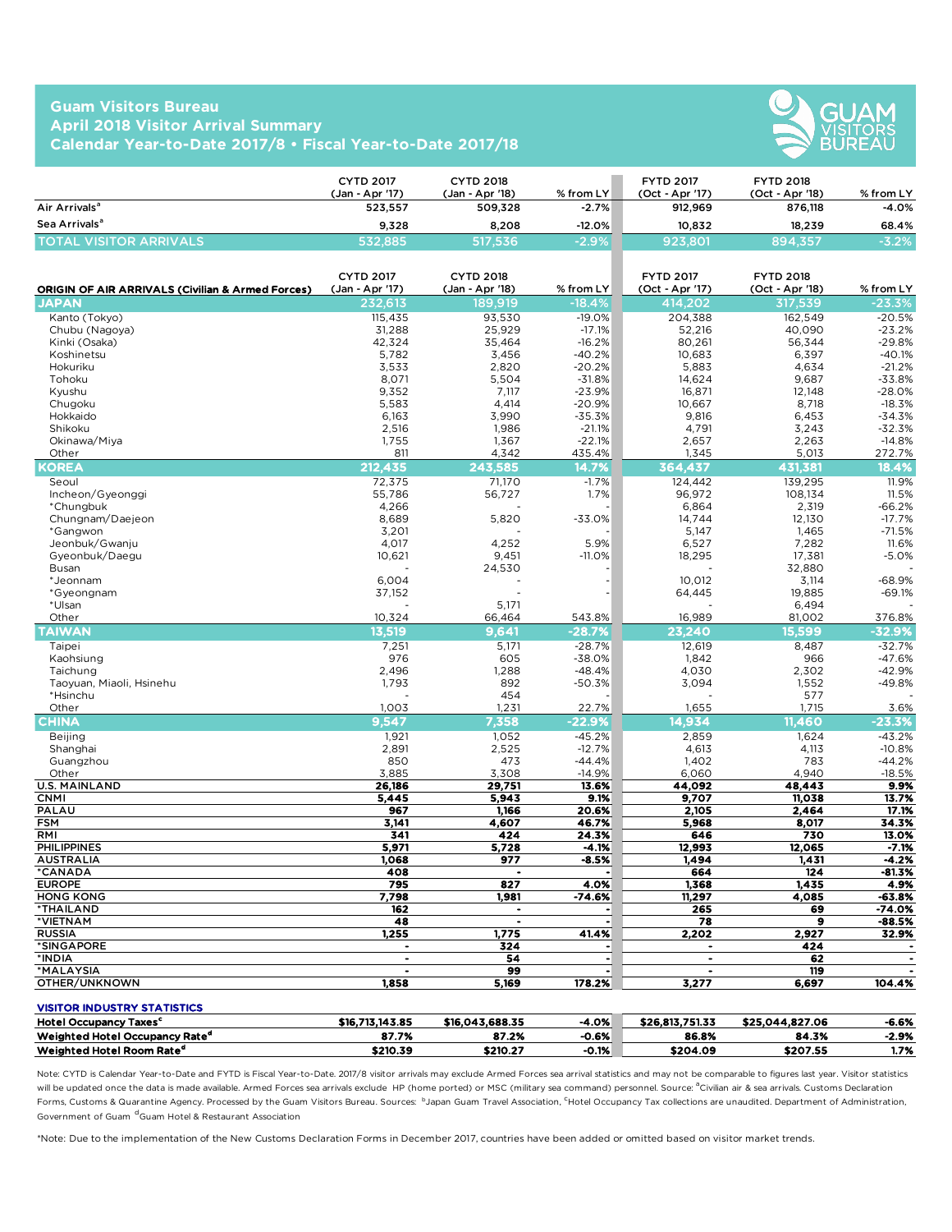# Guam Visitors Bureau
## April 2018 Visitor Arrival Summary
## Calendar Year-to-Date 2017/8 • Fiscal Year-to-Date 2017/18

| | CYTD 2017 (Jan - Apr '17) | CYTD 2018 (Jan - Apr '18) | % from LY | FYTD 2017 (Oct - Apr '17) | FYTD 2018 (Oct - Apr '18) | % from LY |
|---|---|---|---|---|---|---|
| Air Arrivals[a] | 523,557 | 509,328 | -2.7% | 912,969 | 876,118 | -4.0% |
| Sea Arrivals[a] | 9,328 | 8,208 | -12.0% | 10,832 | 18,239 | 68.4% |
| TOTAL VISITOR ARRIVALS | 532,885 | 517,536 | -2.9% | 923,801 | 894,357 | -3.2% |

| ORIGIN OF AIR ARRIVALS (Civilian & Armed Forces) | CYTD 2017 (Jan - Apr '17) | CYTD 2018 (Jan - Apr '18) | % from LY | FYTD 2017 (Oct - Apr '17) | FYTD 2018 (Oct - Apr '18) | % from LY |
|---|---|---|---|---|---|---|
| **JAPAN** | **232,613** | **189,919** | **-18.4%** | **414,202** | **317,539** | **-23.3%** |
| Kanto (Tokyo) | 115,435 | 93,530 | -19.0% | 204,388 | 162,549 | -20.5% |
| Chubu (Nagoya) | 31,288 | 25,929 | -17.1% | 52,216 | 40,090 | -23.2% |
| Kinki (Osaka) | 42,324 | 35,464 | -16.2% | 80,261 | 56,344 | -29.8% |
| Koshinetsu | 5,782 | 3,456 | -40.2% | 10,683 | 6,397 | -40.1% |
| Hokuriku | 3,533 | 2,820 | -20.2% | 5,883 | 4,634 | -21.2% |
| Tohoku | 8,071 | 5,504 | -31.8% | 14,624 | 9,687 | -33.8% |
| Kyushu | 9,352 | 7,117 | -23.9% | 16,871 | 12,148 | -28.0% |
| Chugoku | 5,583 | 4,414 | -20.9% | 10,667 | 8,718 | -18.3% |
| Hokkaido | 6,163 | 3,990 | -35.3% | 9,816 | 6,453 | -34.3% |
| Shikoku | 2,516 | 1,986 | -21.1% | 4,791 | 3,243 | -32.3% |
| Okinawa/Miya | 1,755 | 1,367 | -22.1% | 2,657 | 2,263 | -14.8% |
| Other | 811 | 4,342 | 435.4% | 1,345 | 5,013 | 272.7% |
| **KOREA** | **212,435** | **243,585** | **14.7%** | **364,437** | **431,381** | **18.4%** |
| Seoul | 72,375 | 71,170 | -1.7% | 124,442 | 139,295 | 11.9% |
| Incheon/Gyeonggi | 55,786 | 56,727 | 1.7% | 96,972 | 108,134 | 11.5% |
| *Chungbuk | 4,266 | - | - | 6,864 | 2,319 | -66.2% |
| Chungnam/Daejeon | 8,689 | 5,820 | -33.0% | 14,744 | 12,130 | -17.7% |
| *Gangwon | 3,201 | - | - | 5,147 | 1,465 | -71.5% |
| Jeonbuk/Gwanju | 4,017 | 4,252 | 5.9% | 6,527 | 7,282 | 11.6% |
| Gyeonbuk/Daegu | 10,621 | 9,451 | -11.0% | 18,295 | 17,381 | -5.0% |
| Busan | - | 24,530 | - | - | 32,880 | - |
| *Jeonnam | 6,004 | - | - | 10,012 | 3,114 | -68.9% |
| *Gyeongnam | 37,152 | - | - | 64,445 | 19,885 | -69.1% |
| *Ulsan | - | 5,171 | | - | 6,494 | - |
| Other | 10,324 | 66,464 | 543.8% | 16,989 | 81,002 | 376.8% |
| **TAIWAN** | **13,519** | **9,641** | **-28.7%** | **23,240** | **15,599** | **-32.9%** |
| Taipei | 7,251 | 5,171 | -28.7% | 12,619 | 8,487 | -32.7% |
| Kaohsiung | 976 | 605 | -38.0% | 1,842 | 966 | -47.6% |
| Taichung | 2,496 | 1,288 | -48.4% | 4,030 | 2,302 | -42.9% |
| Taoyuan, Miaoli, Hsinehu | 1,793 | 892 | -50.3% | 3,094 | 1,552 | -49.8% |
| *Hsinchu | - | 454 | | - | 577 | - |
| Other | 1,003 | 1,231 | 22.7% | 1,655 | 1,715 | 3.6% |
| **CHINA** | **9,547** | **7,358** | **-22.9%** | **14,934** | **11,460** | **-23.3%** |
| Beijing | 1,921 | 1,052 | -45.2% | 2,859 | 1,624 | -43.2% |
| Shanghai | 2,891 | 2,525 | -12.7% | 4,613 | 4,113 | -10.8% |
| Guangzhou | 850 | 473 | -44.4% | 1,402 | 783 | -44.2% |
| Other | 3,885 | 3,308 | -14.9% | 6,060 | 4,940 | -18.5% |
| **U.S. MAINLAND** | **26,186** | **29,751** | **13.6%** | **44,092** | **48,443** | **9.9%** |
| **CNMI** | **5,445** | **5,943** | **9.1%** | **9,707** | **11,038** | **13.7%** |
| **PALAU** | **967** | **1,166** | **20.6%** | **2,105** | **2,464** | **17.1%** |
| **FSM** | **3,141** | **4,607** | **46.7%** | **5,968** | **8,017** | **34.3%** |
| **RMI** | **341** | **424** | **24.3%** | **646** | **730** | **13.0%** |
| **PHILIPPINES** | **5,971** | **5,728** | **-4.1%** | **12,993** | **12,065** | **-7.1%** |
| **AUSTRALIA** | **1,068** | **977** | **-8.5%** | **1,494** | **1,431** | **-4.2%** |
| ***CANADA** | **408** | **-** | **-** | **664** | **124** | **-81.3%** |
| **EUROPE** | **795** | **827** | **4.0%** | **1,368** | **1,435** | **4.9%** |
| **HONG KONG** | **7,798** | **1,981** | **-74.6%** | **11,297** | **4,085** | **-63.8%** |
| ***THAILAND** | **162** | **-** | **-** | **265** | **69** | **-74.0%** |
| ***VIETNAM** | **48** | **-** | **-** | **78** | **9** | **-88.5%** |
| **RUSSIA** | **1,255** | **1,775** | **41.4%** | **2,202** | **2,927** | **32.9%** |
| ***SINGAPORE** | **-** | **324** | **-** | **-** | **424** | **-** |
| ***INDIA** | **-** | **54** | **-** | **-** | **62** | **-** |
| ***MALAYSIA** | **-** | **99** | **-** | **-** | **119** | **-** |
| **OTHER/UNKNOWN** | **1,858** | **5,169** | **178.2%** | **3,277** | **6,697** | **104.4%** |

| VISITOR INDUSTRY STATISTICS | CYTD 2017 | CYTD 2018 | % from LY | FYTD 2017 | FYTD 2018 | % from LY |
|---|---|---|---|---|---|---|
| Hotel Occupancy Taxes[c] | $16,713,143.85 | $16,043,688.35 | -4.0% | $26,813,751.33 | $25,044,827.06 | -6.6% |
| Weighted Hotel Occupancy Rate[d] | 87.7% | 87.2% | -0.6% | 86.8% | 84.3% | -2.9% |
| Weighted Hotel Room Rate[d] | $210.39 | $210.27 | -0.1% | $204.09 | $207.55 | 1.7% |

Note: CYTD is Calendar Year-to-Date and FYTD is Fiscal Year-to-Date. 2017/8 visitor arrivals may exclude Armed Forces sea arrival statistics and may not be comparable to figures last year. Visitor statistics will be updated once the data is made available. Armed Forces sea arrivals exclude HP (home ported) or MSC (military sea command) personnel. Source: [a]Civilian air & sea arrivals. Customs Declaration Forms, Customs & Quarantine Agency. Processed by the Guam Visitors Bureau. Sources: [b]Japan Guam Travel Association, [c]Hotel Occupancy Tax collections are unaudited. Department of Administration, Government of Guam [d]Guam Hotel & Restaurant Association

*Note: Due to the implementation of the New Customs Declaration Forms in December 2017, countries have been added or omitted based on visitor market trends.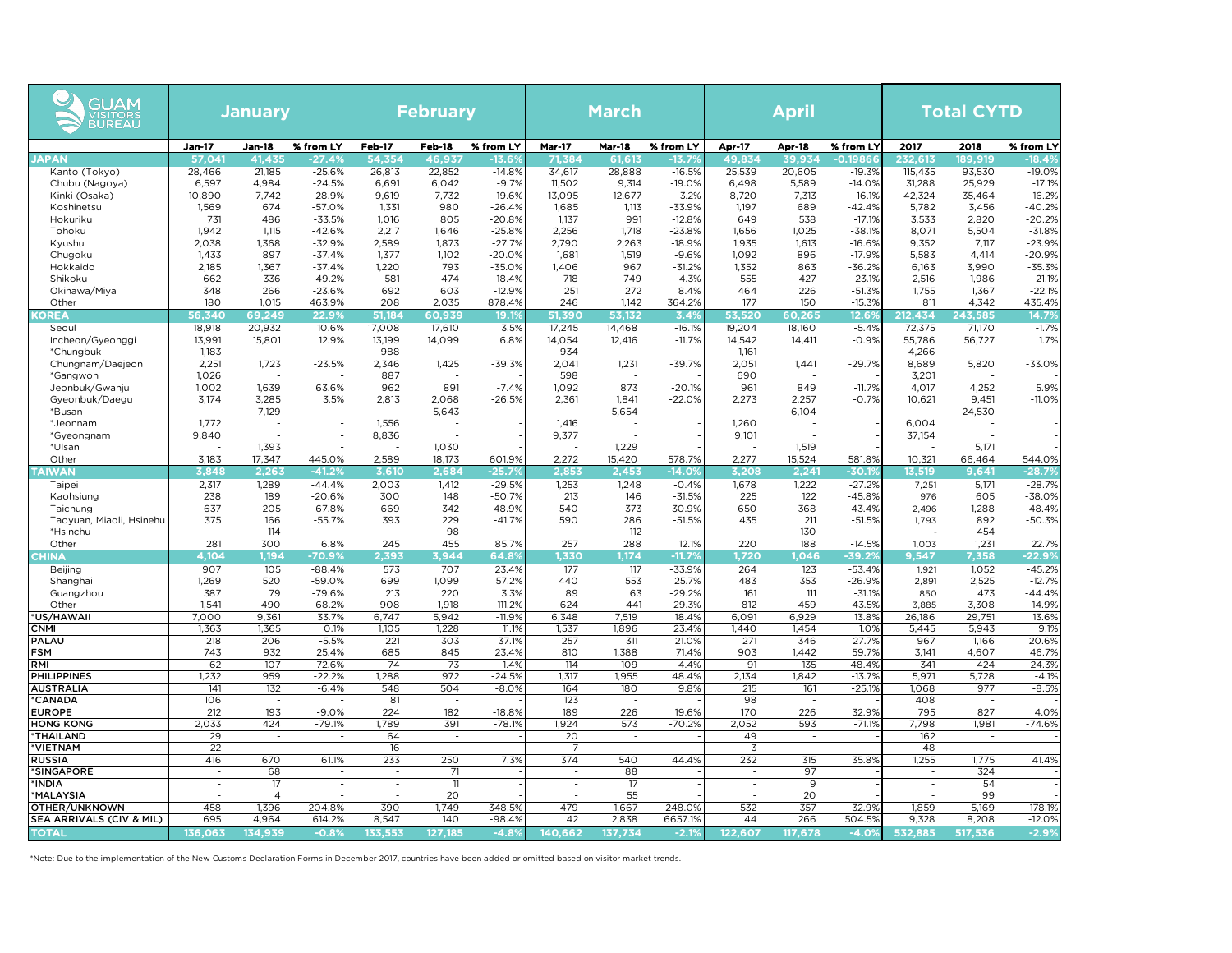| GUAM VISITORS BUREAU | January | | | February | | | March | | | April | | | Total CYTD | | |
|---|---|---|---|---|---|---|---|---|---|---|---|---|---|---|---|
| | Jan-17 | Jan-18 | % from LY | Feb-17 | Feb-18 | % from LY | Mar-17 | Mar-18 | % from LY | Apr-17 | Apr-18 | % from LY | 2017 | 2018 | % from LY |
| **JAPAN** | 57,041 | 41,435 | -27.4% | 54,354 | 46,937 | -13.6% | 71,384 | 61,613 | -13.7% | 49,834 | 39,934 | -0.19866 | 232,613 | 189,919 | -18.4% |
| Kanto (Tokyo) | 28,466 | 21,185 | -25.6% | 26,813 | 22,852 | -14.8% | 34,617 | 28,888 | -16.5% | 25,539 | 20,605 | -19.3% | 115,435 | 93,530 | -19.0% |
| Chubu (Nagoya) | 6,597 | 4,984 | -24.5% | 6,691 | 6,042 | -9.7% | 11,502 | 9,314 | -19.0% | 6,498 | 5,589 | -14.0% | 31,288 | 25,929 | -17.1% |
| Kinki (Osaka) | 10,890 | 7,742 | -28.9% | 9,619 | 7,732 | -19.6% | 13,095 | 12,677 | -3.2% | 8,720 | 7,313 | -16.1% | 42,324 | 35,464 | -16.2% |
| Koshinetsu | 1,569 | 674 | -57.0% | 1,331 | 980 | -26.4% | 1,685 | 1,113 | -33.9% | 1,197 | 689 | -42.4% | 5,782 | 3,456 | -40.2% |
| Hokuriku | 731 | 486 | -33.5% | 1,016 | 805 | -20.8% | 1,137 | 991 | -12.8% | 649 | 538 | -17.1% | 3,533 | 2,820 | -20.2% |
| Tohoku | 1,942 | 1,115 | -42.6% | 2,217 | 1,646 | -25.8% | 2,256 | 1,718 | -23.8% | 1,656 | 1,025 | -38.1% | 8,071 | 5,504 | -31.8% |
| Kyushu | 2,038 | 1,368 | -32.9% | 2,589 | 1,873 | -27.7% | 2,790 | 2,263 | -18.9% | 1,935 | 1,613 | -16.6% | 9,352 | 7,117 | -23.9% |
| Chugoku | 1,433 | 897 | -37.4% | 1,377 | 1,102 | -20.0% | 1,681 | 1,519 | -9.6% | 1,092 | 896 | -17.9% | 5,583 | 4,414 | -20.9% |
| Hokkaido | 2,185 | 1,367 | -37.4% | 1,220 | 793 | -35.0% | 1,406 | 967 | -31.2% | 1,352 | 863 | -36.2% | 6,163 | 3,990 | -35.3% |
| Shikoku | 662 | 336 | -49.2% | 581 | 474 | -18.4% | 718 | 749 | 4.3% | 555 | 427 | -23.1% | 2,516 | 1,986 | -21.1% |
| Okinawa/Miya | 348 | 266 | -23.6% | 692 | 603 | -12.9% | 251 | 272 | 8.4% | 464 | 226 | -51.3% | 1,755 | 1,367 | -22.1% |
| Other | 180 | 1,015 | 463.9% | 208 | 2,035 | 878.4% | 246 | 1,142 | 364.2% | 177 | 150 | -15.3% | 811 | 4,342 | 435.4% |
| **KOREA** | 56,340 | 69,249 | 22.9% | 51,184 | 60,939 | 19.1% | 51,390 | 53,132 | 3.4% | 53,520 | 60,265 | 12.6% | 212,434 | 243,585 | 14.7% |
| Seoul | 18,918 | 20,932 | 10.6% | 17,008 | 17,610 | 3.5% | 17,245 | 14,468 | -16.1% | 19,204 | 18,160 | -5.4% | 72,375 | 71,170 | -1.7% |
| Incheon/Gyeonggi | 13,991 | 15,801 | 12.9% | 13,199 | 14,099 | 6.8% | 14,054 | 12,416 | -11.7% | 14,542 | 14,411 | -0.9% | 55,786 | 56,727 | 1.7% |
| *Chungbuk | 1,183 | - | - | 988 | - | - | 934 | - | - | 1,161 | - | - | 4,266 | - | - |
| Chungnam/Daejeon | 2,251 | 1,723 | -23.5% | 2,346 | 1,425 | -39.3% | 2,041 | 1,231 | -39.7% | 2,051 | 1,441 | -29.7% | 8,689 | 5,820 | -33.0% |
| *Gangwon | 1,026 | - | - | 887 | - | - | 598 | - | - | 690 | - | - | 3,201 | - | - |
| Jeonbuk/Gwanju | 1,002 | 1,639 | 63.6% | 962 | 891 | -7.4% | 1,092 | 873 | -20.1% | 961 | 849 | -11.7% | 4,017 | 4,252 | 5.9% |
| Gyeonbuk/Daegu | 3,174 | 3,285 | 3.5% | 2,813 | 2,068 | -26.5% | 2,361 | 1,841 | -22.0% | 2,273 | 2,257 | -0.7% | 10,621 | 9,451 | -11.0% |
| *Busan | - | 7,129 | - | - | 5,643 | - | - | 5,654 | - | - | 6,104 | - | - | 24,530 | - |
| *Jeonnam | 1,772 | - | - | 1,556 | - | - | 1,416 | - | - | 1,260 | - | - | 6,004 | - | - |
| *Gyeongnam | 9,840 | - | - | 8,836 | - | - | 9,377 | - | - | 9,101 | - | - | 37,154 | - | - |
| *Ulsan | - | 1,393 | - | - | 1,030 | - | - | 1,229 | - | - | 1,519 | - | - | 5,171 | - |
| Other | 3,183 | 17,347 | 445.0% | 2,589 | 18,173 | 601.9% | 2,272 | 15,420 | 578.7% | 2,277 | 15,524 | 581.8% | 10,321 | 66,464 | 544.0% |
| **TAIWAN** | 3,848 | 2,263 | -41.2% | 3,610 | 2,684 | -25.7% | 2,853 | 2,453 | -14.0% | 3,208 | 2,241 | -30.1% | 13,519 | 9,641 | -28.7% |
| Taipei | 2,317 | 1,289 | -44.4% | 2,003 | 1,412 | -29.5% | 1,253 | 1,248 | -0.4% | 1,678 | 1,222 | -27.2% | 7,251 | 5,171 | -28.7% |
| Kaohsiung | 238 | 189 | -20.6% | 300 | 148 | -50.7% | 213 | 146 | -31.5% | 225 | 122 | -45.8% | 976 | 605 | -38.0% |
| Taichung | 637 | 205 | -67.8% | 669 | 342 | -48.9% | 540 | 373 | -30.9% | 650 | 368 | -43.4% | 2,496 | 1,288 | -48.4% |
| Taoyuan, Miaoli, Hsinehu | 375 | 166 | -55.7% | 393 | 229 | -41.7% | 590 | 286 | -51.5% | 435 | 211 | -51.5% | 1,793 | 892 | -50.3% |
| *Hsinchu | - | 114 | | - | 98 | | - | 112 | | - | 130 | | - | 454 | - |
| Other | 281 | 300 | 6.8% | 245 | 455 | 85.7% | 257 | 288 | 12.1% | 220 | 188 | -14.5% | 1,003 | 1,231 | 22.7% |
| **CHINA** | 4,104 | 1,194 | -70.9% | 2,393 | 3,944 | 64.8% | 1,330 | 1,174 | -11.7% | 1,720 | 1,046 | -39.2% | 9,547 | 7,358 | -22.9% |
| Beijing | 907 | 105 | -88.4% | 573 | 707 | 23.4% | 177 | 117 | -33.9% | 264 | 123 | -53.4% | 1,921 | 1,052 | -45.2% |
| Shanghai | 1,269 | 520 | -59.0% | 699 | 1,099 | 57.2% | 440 | 553 | 25.7% | 483 | 353 | -26.9% | 2,891 | 2,525 | -12.7% |
| Guangzhou | 387 | 79 | -79.6% | 213 | 220 | 3.3% | 89 | 63 | -29.2% | 161 | 111 | -31.1% | 850 | 473 | -44.4% |
| Other | 1,541 | 490 | -68.2% | 908 | 1,918 | 111.2% | 624 | 441 | -29.3% | 812 | 459 | -43.5% | 3,885 | 3,308 | -14.9% |
| **\*US/HAWAII** | 7,000 | 9,361 | 33.7% | 6,747 | 5,942 | -11.9% | 6,348 | 7,519 | 18.4% | 6,091 | 6,929 | 13.8% | 26,186 | 29,751 | 13.6% |
| **CNMI** | 1,363 | 1,365 | 0.1% | 1,105 | 1,228 | 11.1% | 1,537 | 1,896 | 23.4% | 1,440 | 1,454 | 1.0% | 5,445 | 5,943 | 9.1% |
| **PALAU** | 218 | 206 | -5.5% | 221 | 303 | 37.1% | 257 | 311 | 21.0% | 271 | 346 | 27.7% | 967 | 1,166 | 20.6% |
| **FSM** | 743 | 932 | 25.4% | 685 | 845 | 23.4% | 810 | 1,388 | 71.4% | 903 | 1,442 | 59.7% | 3,141 | 4,607 | 46.7% |
| **RMI** | 62 | 107 | 72.6% | 74 | 73 | -1.4% | 114 | 109 | -4.4% | 91 | 135 | 48.4% | 341 | 424 | 24.3% |
| **PHILIPPINES** | 1,232 | 959 | -22.2% | 1,288 | 972 | -24.5% | 1,317 | 1,955 | 48.4% | 2,134 | 1,842 | -13.7% | 5,971 | 5,728 | -4.1% |
| **AUSTRALIA** | 141 | 132 | -6.4% | 548 | 504 | -8.0% | 164 | 180 | 9.8% | 215 | 161 | -25.1% | 1,068 | 977 | -8.5% |
| **\*CANADA** | 106 | - | - | 81 | - | - | 123 | - | - | 98 | - | - | 408 | - | - |
| **EUROPE** | 212 | 193 | -9.0% | 224 | 182 | -18.8% | 189 | 226 | 19.6% | 170 | 226 | 32.9% | 795 | 827 | 4.0% |
| **HONG KONG** | 2,033 | 424 | -79.1% | 1,789 | 391 | -78.1% | 1,924 | 573 | -70.2% | 2,052 | 593 | -71.1% | 7,798 | 1,981 | -74.6% |
| **\*THAILAND** | 29 | - | - | 64 | - | - | 20 | - | - | 49 | - | - | 162 | - | - |
| **\*VIETNAM** | 22 | - | - | 16 | - | - | 7 | - | - | 3 | - | - | 48 | - | - |
| **RUSSIA** | 416 | 670 | 61.1% | 233 | 250 | 7.3% | 374 | 540 | 44.4% | 232 | 315 | 35.8% | 1,255 | 1,775 | 41.4% |
| **\*SINGAPORE** | - | 68 | - | - | 71 | - | - | 88 | - | - | 97 | - | - | 324 | - |
| **\*INDIA** | - | 17 | - | - | 11 | - | - | 17 | - | - | 9 | - | - | 54 | - |
| **\*MALAYSIA** | - | 4 | - | - | 20 | - | - | 55 | - | - | 20 | - | - | 99 | - |
| **OTHER/UNKNOWN** | 458 | 1,396 | 204.8% | 390 | 1,749 | 348.5% | 479 | 1,667 | 248.0% | 532 | 357 | -32.9% | 1,859 | 5,169 | 178.1% |
| **SEA ARRIVALS (CIV & MIL)** | 695 | 4,964 | 614.2% | 8,547 | 140 | -98.4% | 42 | 2,838 | 6657.1% | 44 | 266 | 504.5% | 9,328 | 8,208 | -12.0% |
| **TOTAL** | 136,063 | 134,939 | -0.8% | 133,553 | 127,185 | -4.8% | 140,662 | 137,734 | -2.1% | 122,607 | 117,678 | -4.0% | 532,885 | 517,536 | -2.9% |

*Note: Due to the implementation of the New Customs Declaration Forms in December 2017, countries have been added or omitted based on visitor market trends.